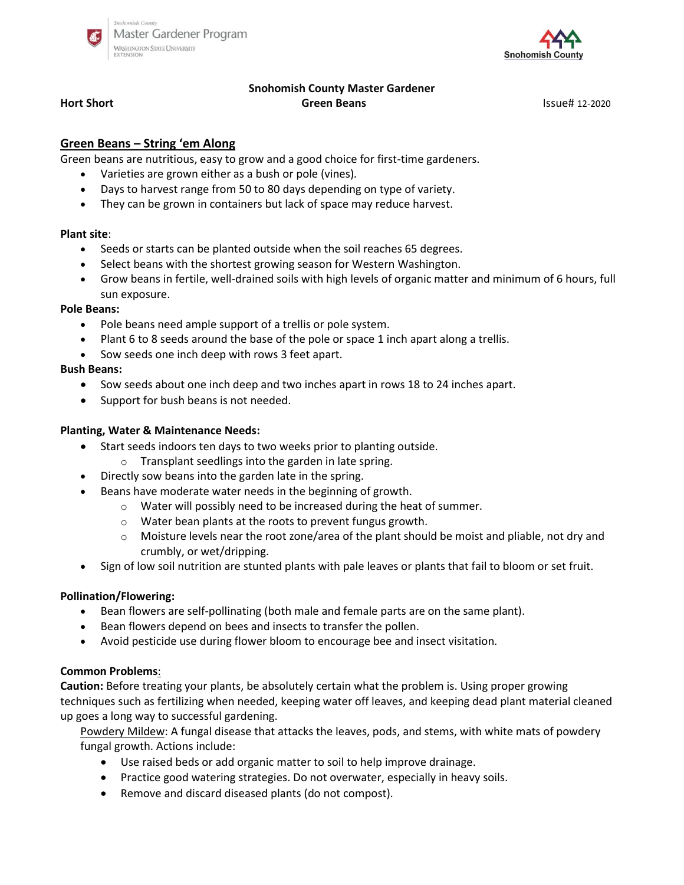Snohomish County Master Gardener Program
Washington State University Extension

Snohomish County

**Snohomish County Master Gardener**

**Hort Short** | **Green Beans** | Issue# 12-2020

## Green Beans – String 'em Along

Green beans are nutritious, easy to grow and a good choice for first-time gardeners.

- Varieties are grown either as a bush or pole (vines).
- Days to harvest range from 50 to 80 days depending on type of variety.
- They can be grown in containers but lack of space may reduce harvest.

**Plant site**:

- Seeds or starts can be planted outside when the soil reaches 65 degrees.
- Select beans with the shortest growing season for Western Washington.
- Grow beans in fertile, well-drained soils with high levels of organic matter and minimum of 6 hours, full sun exposure.

**Pole Beans:**

- Pole beans need ample support of a trellis or pole system.
- Plant 6 to 8 seeds around the base of the pole or space 1 inch apart along a trellis.
- Sow seeds one inch deep with rows 3 feet apart.

**Bush Beans:**

- Sow seeds about one inch deep and two inches apart in rows 18 to 24 inches apart.
- Support for bush beans is not needed.

**Planting, Water & Maintenance Needs:**

- Start seeds indoors ten days to two weeks prior to planting outside.
  - Transplant seedlings into the garden in late spring.
- Directly sow beans into the garden late in the spring.
- Beans have moderate water needs in the beginning of growth.
  - Water will possibly need to be increased during the heat of summer.
  - Water bean plants at the roots to prevent fungus growth.
  - Moisture levels near the root zone/area of the plant should be moist and pliable, not dry and crumbly, or wet/dripping.
- Sign of low soil nutrition are stunted plants with pale leaves or plants that fail to bloom or set fruit.

**Pollination/Flowering:**

- Bean flowers are self-pollinating (both male and female parts are on the same plant).
- Bean flowers depend on bees and insects to transfer the pollen.
- Avoid pesticide use during flower bloom to encourage bee and insect visitation.

**Common Problems**:

**Caution:** Before treating your plants, be absolutely certain what the problem is. Using proper growing techniques such as fertilizing when needed, keeping water off leaves, and keeping dead plant material cleaned up goes a long way to successful gardening.

Powdery Mildew: A fungal disease that attacks the leaves, pods, and stems, with white mats of powdery fungal growth. Actions include:

- Use raised beds or add organic matter to soil to help improve drainage.
- Practice good watering strategies. Do not overwater, especially in heavy soils.
- Remove and discard diseased plants (do not compost).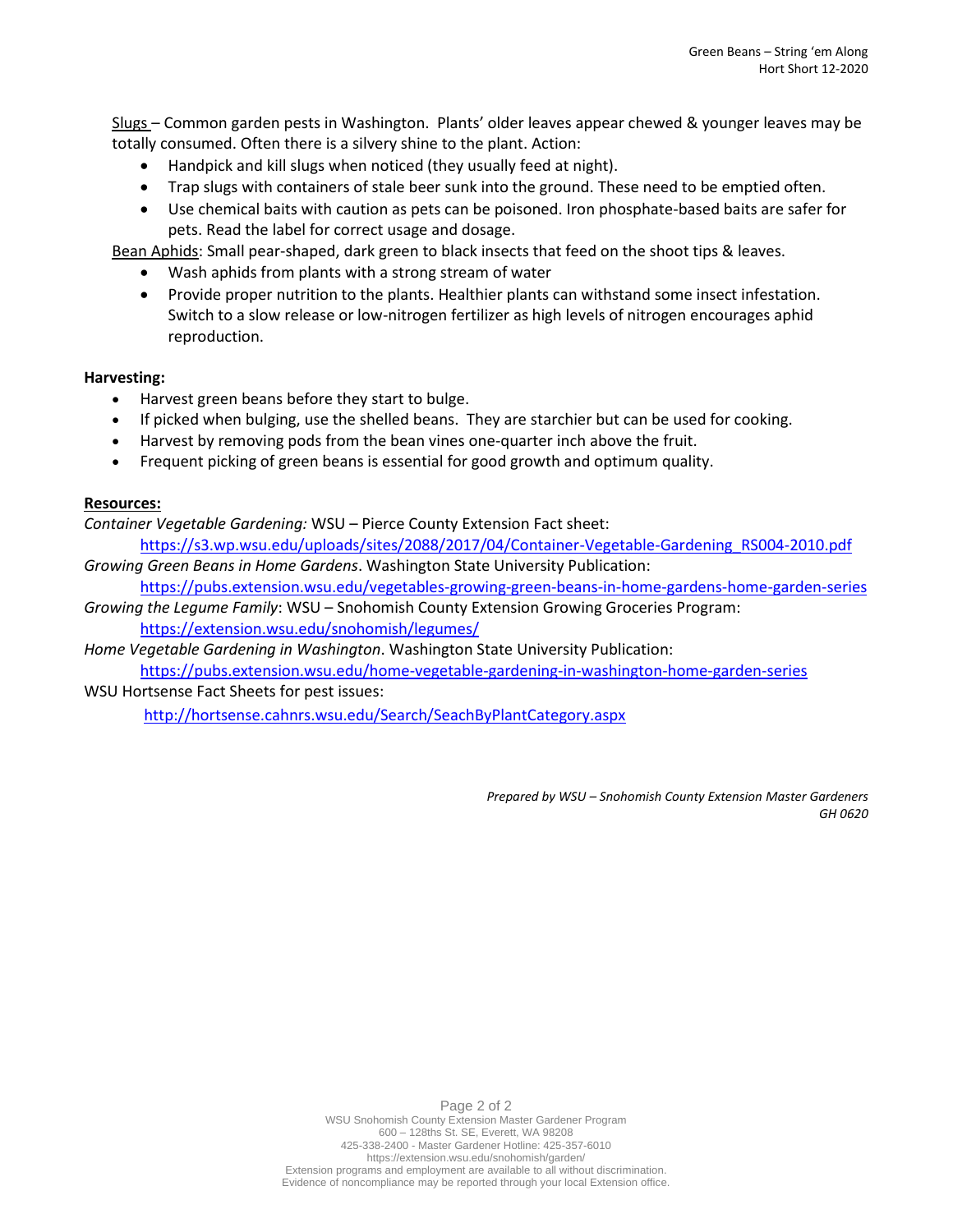Slugs – Common garden pests in Washington. Plants' older leaves appear chewed & younger leaves may be totally consumed. Often there is a silvery shine to the plant. Action:

- Handpick and kill slugs when noticed (they usually feed at night).
- Trap slugs with containers of stale beer sunk into the ground. These need to be emptied often.
- Use chemical baits with caution as pets can be poisoned. Iron phosphate-based baits are safer for pets. Read the label for correct usage and dosage.

Bean Aphids: Small pear-shaped, dark green to black insects that feed on the shoot tips & leaves.

- Wash aphids from plants with a strong stream of water
- Provide proper nutrition to the plants. Healthier plants can withstand some insect infestation. Switch to a slow release or low-nitrogen fertilizer as high levels of nitrogen encourages aphid reproduction.

**Harvesting:**

- Harvest green beans before they start to bulge.
- If picked when bulging, use the shelled beans. They are starchier but can be used for cooking.
- Harvest by removing pods from the bean vines one-quarter inch above the fruit.
- Frequent picking of green beans is essential for good growth and optimum quality.

**Resources:**

*Container Vegetable Gardening:* WSU – Pierce County Extension Fact sheet:
https://s3.wp.wsu.edu/uploads/sites/2088/2017/04/Container-Vegetable-Gardening_RS004-2010.pdf

*Growing Green Beans in Home Gardens*. Washington State University Publication:
https://pubs.extension.wsu.edu/vegetables-growing-green-beans-in-home-gardens-home-garden-series

*Growing the Legume Family*: WSU – Snohomish County Extension Growing Groceries Program:
https://extension.wsu.edu/snohomish/legumes/

*Home Vegetable Gardening in Washington*. Washington State University Publication:
https://pubs.extension.wsu.edu/home-vegetable-gardening-in-washington-home-garden-series

WSU Hortsense Fact Sheets for pest issues:
http://hortsense.cahnrs.wsu.edu/Search/SeachByPlantCategory.aspx

*Prepared by WSU – Snohomish County Extension Master Gardeners*
*GH 0620*

WSU Snohomish County Extension Master Gardener Program
600 – 128ths St. SE, Everett, WA 98208
425-338-2400 - Master Gardener Hotline: 425-357-6010
https://extension.wsu.edu/snohomish/garden/
Extension programs and employment are available to all without discrimination.
Evidence of noncompliance may be reported through your local Extension office.